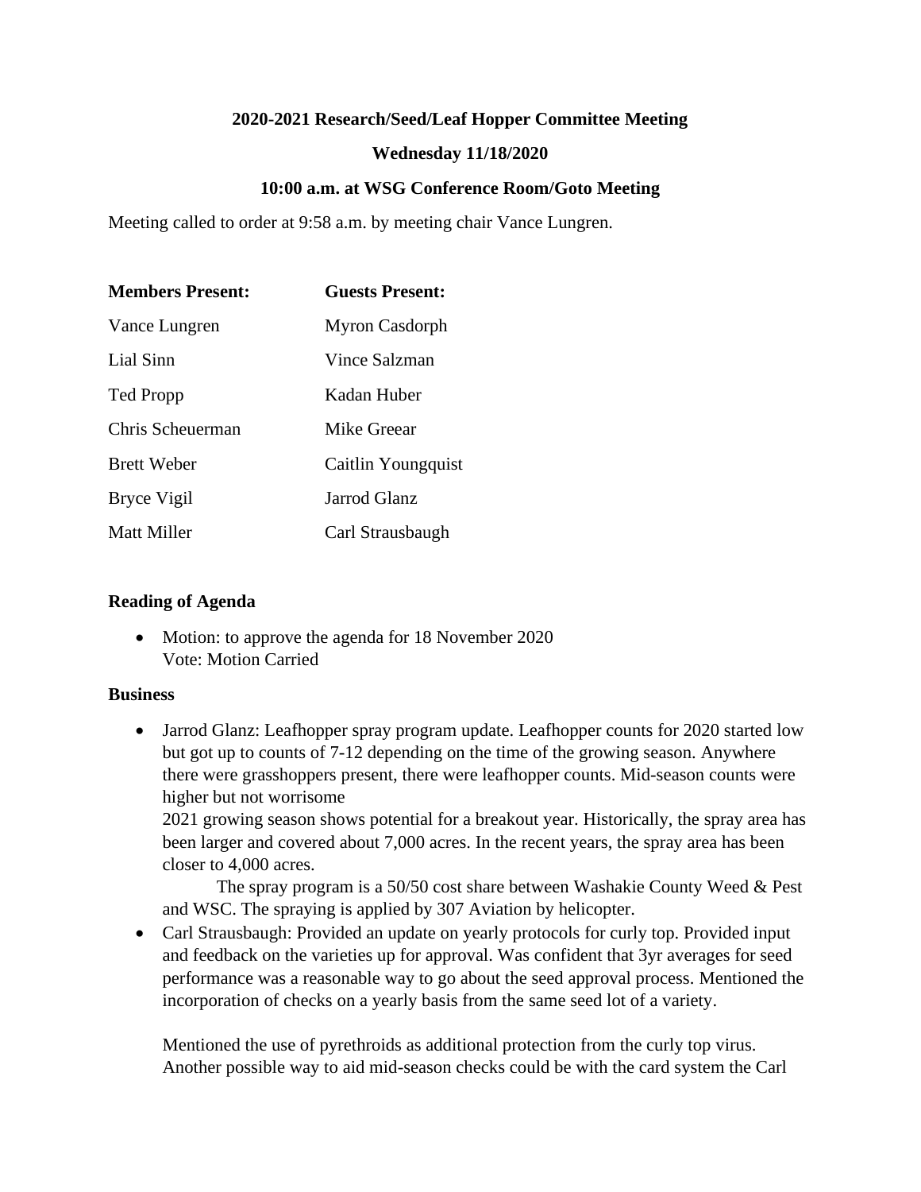**2020-2021 Research/Seed/Leaf Hopper Committee Meeting**

**Wednesday 11/18/2020**

**10:00 a.m. at WSG Conference Room/Goto Meeting**

Meeting called to order at 9:58 a.m. by meeting chair Vance Lungren.

| **Members Present:** | **Guests Present:** |
| --- | --- |
| Vance Lungren | Myron Casdorph |
| Lial Sinn | Vince Salzman |
| Ted Propp | Kadan Huber |
| Chris Scheuerman | Mike Greear |
| Brett Weber | Caitlin Youngquist |
| Bryce Vigil | Jarrod Glanz |
| Matt Miller | Carl Strausbaugh |

**Reading of Agenda**

- Motion: to approve the agenda for 18 November 2020
  Vote: Motion Carried

**Business**

- Jarrod Glanz: Leafhopper spray program update. Leafhopper counts for 2020 started low but got up to counts of 7-12 depending on the time of the growing season. Anywhere there were grasshoppers present, there were leafhopper counts. Mid-season counts were higher but not worrisome
  2021 growing season shows potential for a breakout year. Historically, the spray area has been larger and covered about 7,000 acres. In the recent years, the spray area has been closer to 4,000 acres.
  
  The spray program is a 50/50 cost share between Washakie County Weed & Pest and WSC. The spraying is applied by 307 Aviation by helicopter.
- Carl Strausbaugh: Provided an update on yearly protocols for curly top. Provided input and feedback on the varieties up for approval. Was confident that 3yr averages for seed performance was a reasonable way to go about the seed approval process. Mentioned the incorporation of checks on a yearly basis from the same seed lot of a variety.

  Mentioned the use of pyrethroids as additional protection from the curly top virus. Another possible way to aid mid-season checks could be with the card system the Carl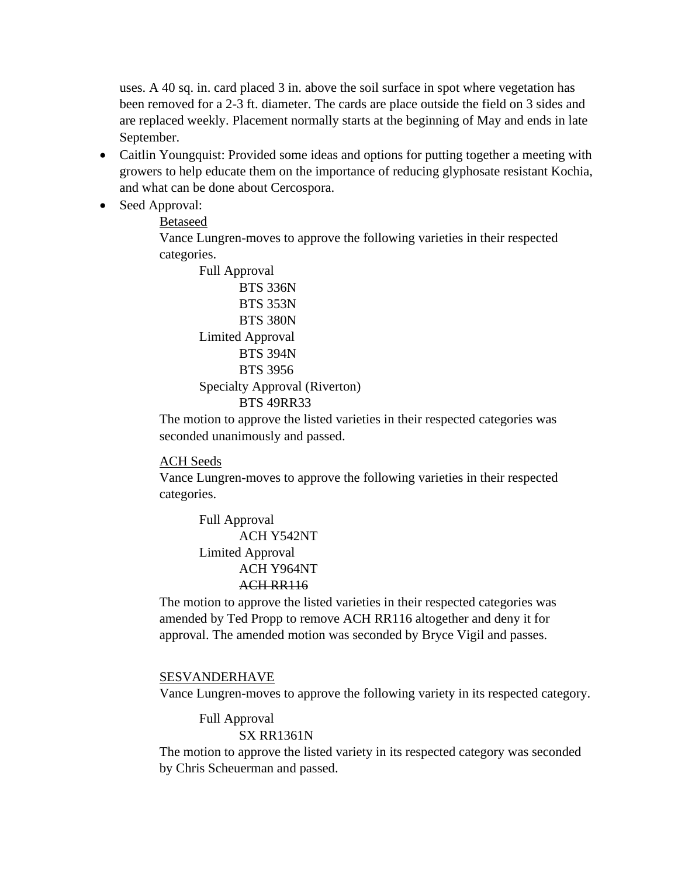uses. A 40 sq. in. card placed 3 in. above the soil surface in spot where vegetation has been removed for a 2-3 ft. diameter. The cards are place outside the field on 3 sides and are replaced weekly. Placement normally starts at the beginning of May and ends in late September.

- Caitlin Youngquist: Provided some ideas and options for putting together a meeting with growers to help educate them on the importance of reducing glyphosate resistant Kochia, and what can be done about Cercospora.
- Seed Approval:

  <u>Betaseed</u>

  Vance Lungren-moves to approve the following varieties in their respected categories.

  - Full Approval
    - BTS 336N
    - BTS 353N
    - BTS 380N
  - Limited Approval
    - BTS 394N
    - BTS 3956
  - Specialty Approval (Riverton)
    - BTS 49RR33

  The motion to approve the listed varieties in their respected categories was seconded unanimously and passed.

  <u>ACH Seeds</u>

  Vance Lungren-moves to approve the following varieties in their respected categories.

  - Full Approval
    - ACH Y542NT
  - Limited Approval
    - ACH Y964NT
    - ~~ACH RR116~~

  The motion to approve the listed varieties in their respected categories was amended by Ted Propp to remove ACH RR116 altogether and deny it for approval. The amended motion was seconded by Bryce Vigil and passes.

  <u>SESVANDERHAVE</u>

  Vance Lungren-moves to approve the following variety in its respected category.

  - Full Approval
    - SX RR1361N

  The motion to approve the listed variety in its respected category was seconded by Chris Scheuerman and passed.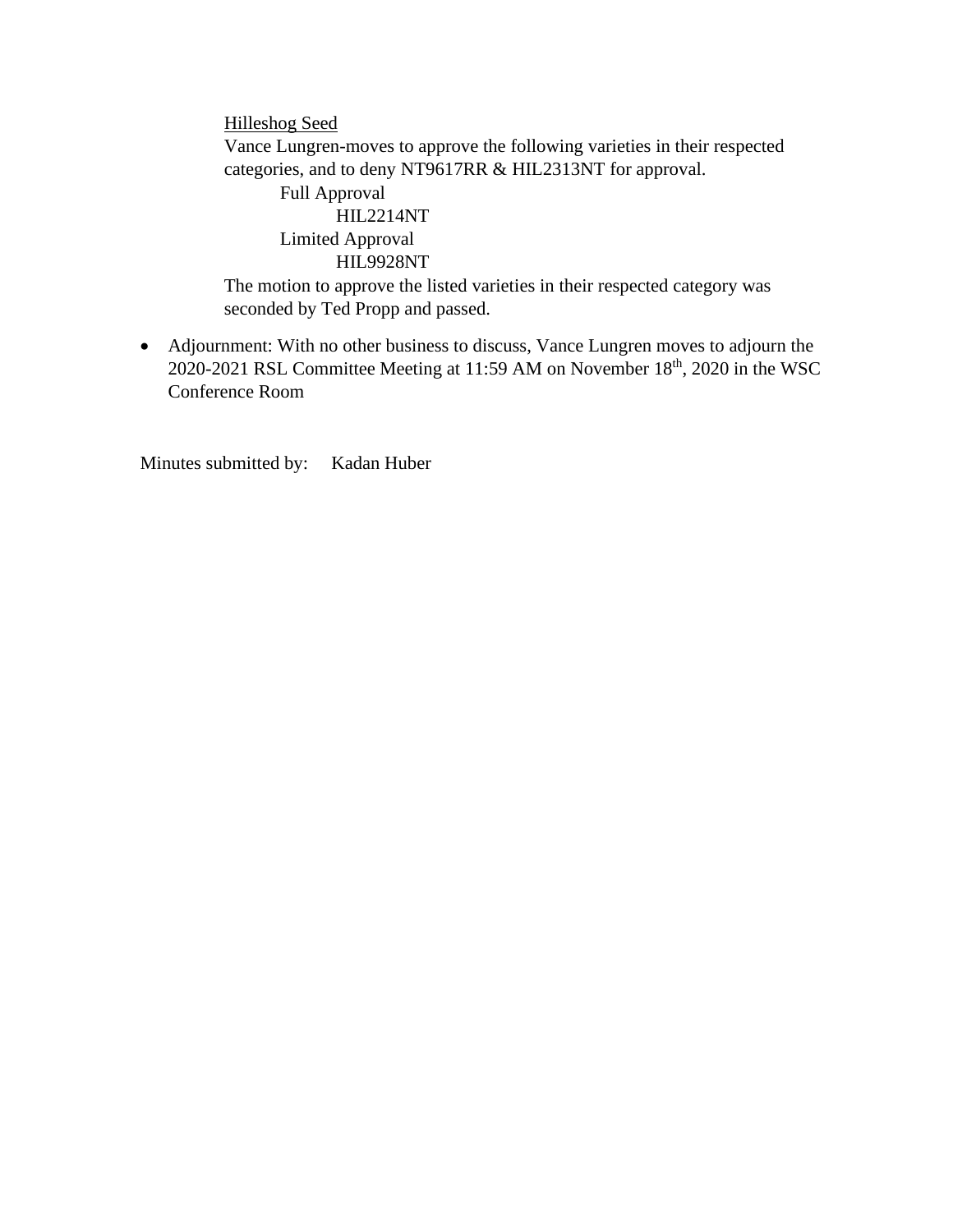<u>Hilleshog Seed</u>

Vance Lungren-moves to approve the following varieties in their respected categories, and to deny NT9617RR & HIL2313NT for approval.

Full Approval
- HIL2214NT

Limited Approval
- HIL9928NT

The motion to approve the listed varieties in their respected category was seconded by Ted Propp and passed.

- Adjournment: With no other business to discuss, Vance Lungren moves to adjourn the 2020-2021 RSL Committee Meeting at 11:59 AM on November 18th, 2020 in the WSC Conference Room

Minutes submitted by: Kadan Huber